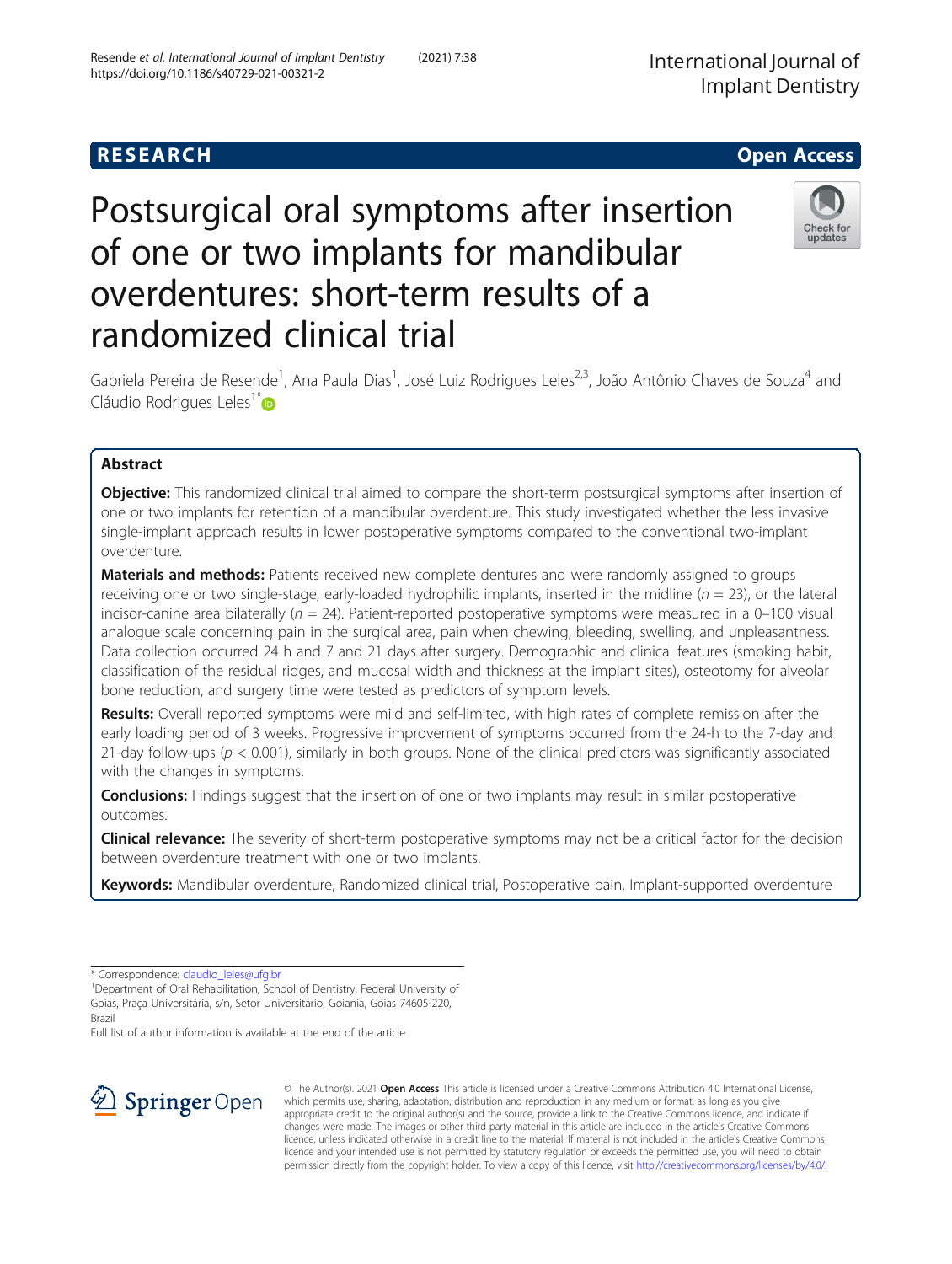RESEARCH Open Access

# Postsurgical oral symptoms after insertion of one or two implants for mandibular overdentures: short-term results of a randomized clinical trial

Gabriela Pereira de Resende[1], Ana Paula Dias[1], José Luiz Rodrigues Leles[2,3], João Antônio Chaves de Souza[4] and Cláudio Rodrigues Leles[1*]

## Abstract

**Objective:** This randomized clinical trial aimed to compare the short-term postsurgical symptoms after insertion of one or two implants for retention of a mandibular overdenture. This study investigated whether the less invasive single-implant approach results in lower postoperative symptoms compared to the conventional two-implant overdenture.

**Materials and methods:** Patients received new complete dentures and were randomly assigned to groups receiving one or two single-stage, early-loaded hydrophilic implants, inserted in the midline ($n = 23$), or the lateral incisor-canine area bilaterally ($n = 24$). Patient-reported postoperative symptoms were measured in a 0–100 visual analogue scale concerning pain in the surgical area, pain when chewing, bleeding, swelling, and unpleasantness. Data collection occurred 24 h and 7 and 21 days after surgery. Demographic and clinical features (smoking habit, classification of the residual ridges, and mucosal width and thickness at the implant sites), osteotomy for alveolar bone reduction, and surgery time were tested as predictors of symptom levels.

**Results:** Overall reported symptoms were mild and self-limited, with high rates of complete remission after the early loading period of 3 weeks. Progressive improvement of symptoms occurred from the 24-h to the 7-day and 21-day follow-ups ($p < 0.001$), similarly in both groups. None of the clinical predictors was significantly associated with the changes in symptoms.

**Conclusions:** Findings suggest that the insertion of one or two implants may result in similar postoperative outcomes.

**Clinical relevance:** The severity of short-term postoperative symptoms may not be a critical factor for the decision between overdenture treatment with one or two implants.

**Keywords:** Mandibular overdenture, Randomized clinical trial, Postoperative pain, Implant-supported overdenture

---

\* Correspondence: claudio_leles@ufg.br

[1]Department of Oral Rehabilitation, School of Dentistry, Federal University of Goias, Praça Universitária, s/n, Setor Universitário, Goiania, Goias 74605-220, Brazil

Full list of author information is available at the end of the article

© The Author(s). 2021 **Open Access** This article is licensed under a Creative Commons Attribution 4.0 International License, which permits use, sharing, adaptation, distribution and reproduction in any medium or format, as long as you give appropriate credit to the original author(s) and the source, provide a link to the Creative Commons licence, and indicate if changes were made. The images or other third party material in this article are included in the article's Creative Commons licence, unless indicated otherwise in a credit line to the material. If material is not included in the article's Creative Commons licence and your intended use is not permitted by statutory regulation or exceeds the permitted use, you will need to obtain permission directly from the copyright holder. To view a copy of this licence, visit http://creativecommons.org/licenses/by/4.0/.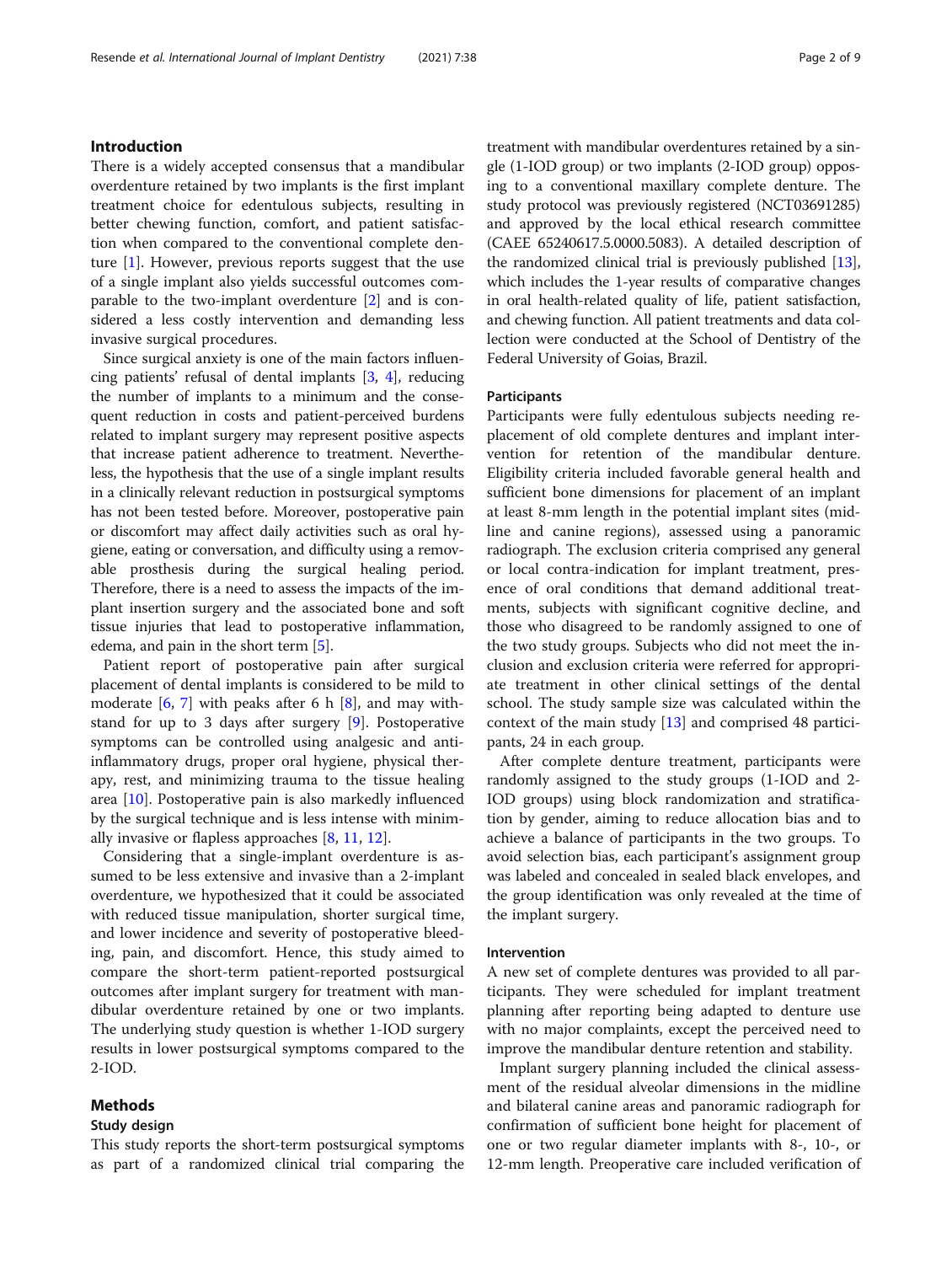## Introduction

There is a widely accepted consensus that a mandibular overdenture retained by two implants is the first implant treatment choice for edentulous subjects, resulting in better chewing function, comfort, and patient satisfaction when compared to the conventional complete denture [1]. However, previous reports suggest that the use of a single implant also yields successful outcomes comparable to the two-implant overdenture [2] and is considered a less costly intervention and demanding less invasive surgical procedures.

Since surgical anxiety is one of the main factors influencing patients' refusal of dental implants [3, 4], reducing the number of implants to a minimum and the consequent reduction in costs and patient-perceived burdens related to implant surgery may represent positive aspects that increase patient adherence to treatment. Nevertheless, the hypothesis that the use of a single implant results in a clinically relevant reduction in postsurgical symptoms has not been tested before. Moreover, postoperative pain or discomfort may affect daily activities such as oral hygiene, eating or conversation, and difficulty using a removable prosthesis during the surgical healing period. Therefore, there is a need to assess the impacts of the implant insertion surgery and the associated bone and soft tissue injuries that lead to postoperative inflammation, edema, and pain in the short term [5].

Patient report of postoperative pain after surgical placement of dental implants is considered to be mild to moderate [6, 7] with peaks after 6 h [8], and may withstand for up to 3 days after surgery [9]. Postoperative symptoms can be controlled using analgesic and anti-inflammatory drugs, proper oral hygiene, physical therapy, rest, and minimizing trauma to the tissue healing area [10]. Postoperative pain is also markedly influenced by the surgical technique and is less intense with minimally invasive or flapless approaches [8, 11, 12].

Considering that a single-implant overdenture is assumed to be less extensive and invasive than a 2-implant overdenture, we hypothesized that it could be associated with reduced tissue manipulation, shorter surgical time, and lower incidence and severity of postoperative bleeding, pain, and discomfort. Hence, this study aimed to compare the short-term patient-reported postsurgical outcomes after implant surgery for treatment with mandibular overdenture retained by one or two implants. The underlying study question is whether 1-IOD surgery results in lower postsurgical symptoms compared to the 2-IOD.

## Methods

### Study design

This study reports the short-term postsurgical symptoms as part of a randomized clinical trial comparing the treatment with mandibular overdentures retained by a single (1-IOD group) or two implants (2-IOD group) opposing to a conventional maxillary complete denture. The study protocol was previously registered (NCT03691285) and approved by the local ethical research committee (CAEE 65240617.5.0000.5083). A detailed description of the randomized clinical trial is previously published [13], which includes the 1-year results of comparative changes in oral health-related quality of life, patient satisfaction, and chewing function. All patient treatments and data collection were conducted at the School of Dentistry of the Federal University of Goias, Brazil.

### Participants

Participants were fully edentulous subjects needing replacement of old complete dentures and implant intervention for retention of the mandibular denture. Eligibility criteria included favorable general health and sufficient bone dimensions for placement of an implant at least 8-mm length in the potential implant sites (midline and canine regions), assessed using a panoramic radiograph. The exclusion criteria comprised any general or local contra-indication for implant treatment, presence of oral conditions that demand additional treatments, subjects with significant cognitive decline, and those who disagreed to be randomly assigned to one of the two study groups. Subjects who did not meet the inclusion and exclusion criteria were referred for appropriate treatment in other clinical settings of the dental school. The study sample size was calculated within the context of the main study [13] and comprised 48 participants, 24 in each group.

After complete denture treatment, participants were randomly assigned to the study groups (1-IOD and 2-IOD groups) using block randomization and stratification by gender, aiming to reduce allocation bias and to achieve a balance of participants in the two groups. To avoid selection bias, each participant's assignment group was labeled and concealed in sealed black envelopes, and the group identification was only revealed at the time of the implant surgery.

### Intervention

A new set of complete dentures was provided to all participants. They were scheduled for implant treatment planning after reporting being adapted to denture use with no major complaints, except the perceived need to improve the mandibular denture retention and stability.

Implant surgery planning included the clinical assessment of the residual alveolar dimensions in the midline and bilateral canine areas and panoramic radiograph for confirmation of sufficient bone height for placement of one or two regular diameter implants with 8-, 10-, or 12-mm length. Preoperative care included verification of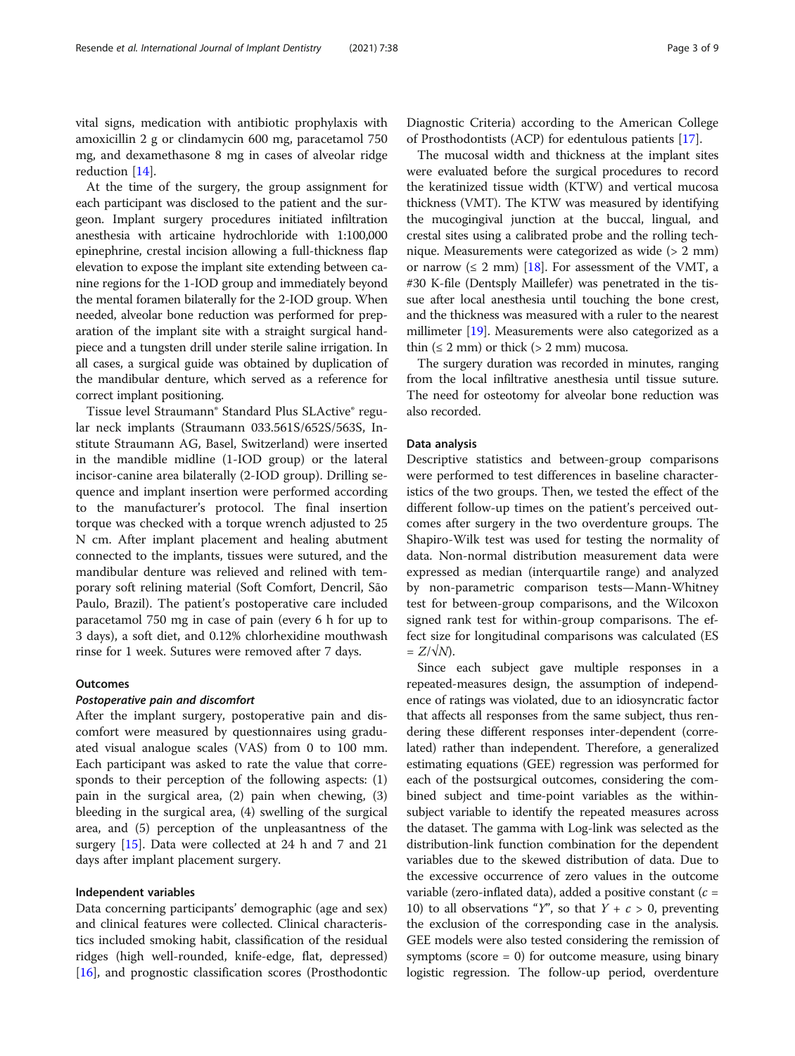vital signs, medication with antibiotic prophylaxis with amoxicillin 2 g or clindamycin 600 mg, paracetamol 750 mg, and dexamethasone 8 mg in cases of alveolar ridge reduction [14].

At the time of the surgery, the group assignment for each participant was disclosed to the patient and the surgeon. Implant surgery procedures initiated infiltration anesthesia with articaine hydrochloride with 1:100,000 epinephrine, crestal incision allowing a full-thickness flap elevation to expose the implant site extending between canine regions for the 1-IOD group and immediately beyond the mental foramen bilaterally for the 2-IOD group. When needed, alveolar bone reduction was performed for preparation of the implant site with a straight surgical handpiece and a tungsten drill under sterile saline irrigation. In all cases, a surgical guide was obtained by duplication of the mandibular denture, which served as a reference for correct implant positioning.

Tissue level Straumann® Standard Plus SLActive® regular neck implants (Straumann 033.561S/652S/563S, Institute Straumann AG, Basel, Switzerland) were inserted in the mandible midline (1-IOD group) or the lateral incisor-canine area bilaterally (2-IOD group). Drilling sequence and implant insertion were performed according to the manufacturer's protocol. The final insertion torque was checked with a torque wrench adjusted to 25 N cm. After implant placement and healing abutment connected to the implants, tissues were sutured, and the mandibular denture was relieved and relined with temporary soft relining material (Soft Comfort, Dencril, São Paulo, Brazil). The patient's postoperative care included paracetamol 750 mg in case of pain (every 6 h for up to 3 days), a soft diet, and 0.12% chlorhexidine mouthwash rinse for 1 week. Sutures were removed after 7 days.

### Outcomes

#### *Postoperative pain and discomfort*

After the implant surgery, postoperative pain and discomfort were measured by questionnaires using graduated visual analogue scales (VAS) from 0 to 100 mm. Each participant was asked to rate the value that corresponds to their perception of the following aspects: (1) pain in the surgical area, (2) pain when chewing, (3) bleeding in the surgical area, (4) swelling of the surgical area, and (5) perception of the unpleasantness of the surgery [15]. Data were collected at 24 h and 7 and 21 days after implant placement surgery.

### Independent variables

Data concerning participants' demographic (age and sex) and clinical features were collected. Clinical characteristics included smoking habit, classification of the residual ridges (high well-rounded, knife-edge, flat, depressed) [16], and prognostic classification scores (Prosthodontic Diagnostic Criteria) according to the American College of Prosthodontists (ACP) for edentulous patients [17].

The mucosal width and thickness at the implant sites were evaluated before the surgical procedures to record the keratinized tissue width (KTW) and vertical mucosa thickness (VMT). The KTW was measured by identifying the mucogingival junction at the buccal, lingual, and crestal sites using a calibrated probe and the rolling technique. Measurements were categorized as wide (> 2 mm) or narrow (≤ 2 mm) [18]. For assessment of the VMT, a #30 K-file (Dentsply Maillefer) was penetrated in the tissue after local anesthesia until touching the bone crest, and the thickness was measured with a ruler to the nearest millimeter [19]. Measurements were also categorized as a thin (≤ 2 mm) or thick (> 2 mm) mucosa.

The surgery duration was recorded in minutes, ranging from the local infiltrative anesthesia until tissue suture. The need for osteotomy for alveolar bone reduction was also recorded.

### Data analysis

Descriptive statistics and between-group comparisons were performed to test differences in baseline characteristics of the two groups. Then, we tested the effect of the different follow-up times on the patient's perceived outcomes after surgery in the two overdenture groups. The Shapiro-Wilk test was used for testing the normality of data. Non-normal distribution measurement data were expressed as median (interquartile range) and analyzed by non-parametric comparison tests—Mann-Whitney test for between-group comparisons, and the Wilcoxon signed rank test for within-group comparisons. The effect size for longitudinal comparisons was calculated (ES $= Z/\sqrt{N}$).

Since each subject gave multiple responses in a repeated-measures design, the assumption of independence of ratings was violated, due to an idiosyncratic factor that affects all responses from the same subject, thus rendering these different responses inter-dependent (correlated) rather than independent. Therefore, a generalized estimating equations (GEE) regression was performed for each of the postsurgical outcomes, considering the combined subject and time-point variables as the within-subject variable to identify the repeated measures across the dataset. The gamma with Log-link was selected as the distribution-link function combination for the dependent variables due to the skewed distribution of data. Due to the excessive occurrence of zero values in the outcome variable (zero-inflated data), added a positive constant ($c$ = 10) to all observations "$Y$", so that $Y + c > 0$, preventing the exclusion of the corresponding case in the analysis. GEE models were also tested considering the remission of symptoms (score = 0) for outcome measure, using binary logistic regression. The follow-up period, overdenture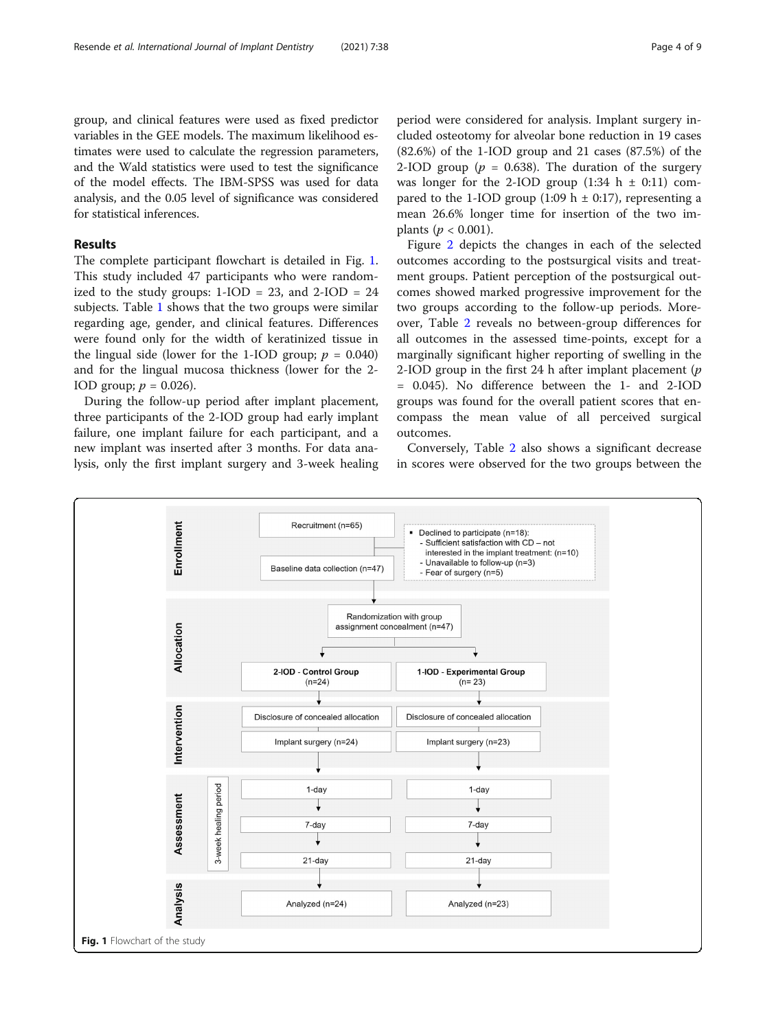group, and clinical features were used as fixed predictor variables in the GEE models. The maximum likelihood estimates were used to calculate the regression parameters, and the Wald statistics were used to test the significance of the model effects. The IBM-SPSS was used for data analysis, and the 0.05 level of significance was considered for statistical inferences.

## Results

The complete participant flowchart is detailed in Fig. 1. This study included 47 participants who were randomized to the study groups: 1-IOD = 23, and 2-IOD = 24 subjects. Table 1 shows that the two groups were similar regarding age, gender, and clinical features. Differences were found only for the width of keratinized tissue in the lingual side (lower for the 1-IOD group; $p$ = 0.040) and for the lingual mucosa thickness (lower for the 2-IOD group; $p$ = 0.026).

During the follow-up period after implant placement, three participants of the 2-IOD group had early implant failure, one implant failure for each participant, and a new implant was inserted after 3 months. For data analysis, only the first implant surgery and 3-week healing period were considered for analysis. Implant surgery included osteotomy for alveolar bone reduction in 19 cases (82.6%) of the 1-IOD group and 21 cases (87.5%) of the 2-IOD group ($p$ = 0.638). The duration of the surgery was longer for the 2-IOD group (1:34 h ± 0:11) compared to the 1-IOD group (1:09 h ± 0:17), representing a mean 26.6% longer time for insertion of the two implants ($p$ < 0.001).

Figure 2 depicts the changes in each of the selected outcomes according to the postsurgical visits and treatment groups. Patient perception of the postsurgical outcomes showed marked progressive improvement for the two groups according to the follow-up periods. Moreover, Table 2 reveals no between-group differences for all outcomes in the assessed time-points, except for a marginally significant higher reporting of swelling in the 2-IOD group in the first 24 h after implant placement ($p$ = 0.045). No difference between the 1- and 2-IOD groups was found for the overall patient scores that encompass the mean value of all perceived surgical outcomes.

Conversely, Table 2 also shows a significant decrease in scores were observed for the two groups between the

**Enrollment**

- Recruitment (n=65)
- Declined to participate (n=18):
  - Sufficient satisfaction with CD – not interested in the implant treatment: (n=10)
  - Unavailable to follow-up (n=3)
  - Fear of surgery (n=5)
- Baseline data collection (n=47)

**Allocation**

- Randomization with group assignment concealment (n=47)
- 2-IOD - Control Group (n=24)
- 1-IOD - Experimental Group (n= 23)

**Intervention**

- Disclosure of concealed allocation
- Implant surgery (n=24) / Implant surgery (n=23)

**Assessment** (3-week healing period)

- 1-day
- 7-day
- 21-day

**Analysis**

- Analyzed (n=24) / Analyzed (n=23)

**Fig. 1** Flowchart of the study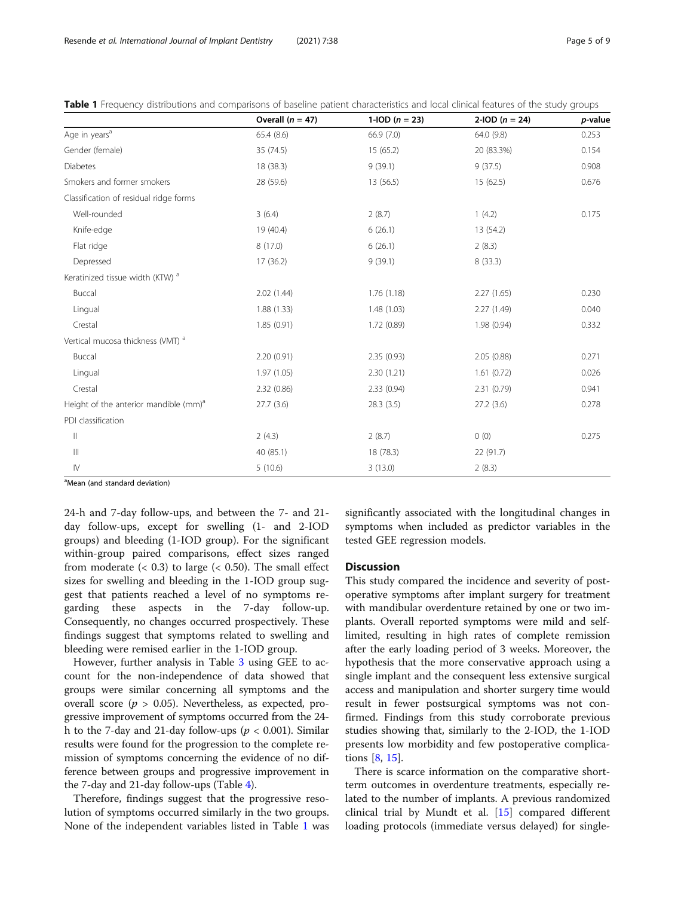**Table 1** Frequency distributions and comparisons of baseline patient characteristics and local clinical features of the study groups

| | Overall ($n$ = 47) | 1-IOD ($n$ = 23) | 2-IOD ($n$ = 24) | $p$-value |
|---|---|---|---|---|
| Age in years[a] | 65.4 (8.6) | 66.9 (7.0) | 64.0 (9.8) | 0.253 |
| Gender (female) | 35 (74.5) | 15 (65.2) | 20 (83.3%) | 0.154 |
| Diabetes | 18 (38.3) | 9 (39.1) | 9 (37.5) | 0.908 |
| Smokers and former smokers | 28 (59.6) | 13 (56.5) | 15 (62.5) | 0.676 |
| Classification of residual ridge forms | | | | |
| Well-rounded | 3 (6.4) | 2 (8.7) | 1 (4.2) | 0.175 |
| Knife-edge | 19 (40.4) | 6 (26.1) | 13 (54.2) | |
| Flat ridge | 8 (17.0) | 6 (26.1) | 2 (8.3) | |
| Depressed | 17 (36.2) | 9 (39.1) | 8 (33.3) | |
| Keratinized tissue width (KTW) [a] | | | | |
| Buccal | 2.02 (1.44) | 1.76 (1.18) | 2.27 (1.65) | 0.230 |
| Lingual | 1.88 (1.33) | 1.48 (1.03) | 2.27 (1.49) | 0.040 |
| Crestal | 1.85 (0.91) | 1.72 (0.89) | 1.98 (0.94) | 0.332 |
| Vertical mucosa thickness (VMT) [a] | | | | |
| Buccal | 2.20 (0.91) | 2.35 (0.93) | 2.05 (0.88) | 0.271 |
| Lingual | 1.97 (1.05) | 2.30 (1.21) | 1.61 (0.72) | 0.026 |
| Crestal | 2.32 (0.86) | 2.33 (0.94) | 2.31 (0.79) | 0.941 |
| Height of the anterior mandible (mm)[a] | 27.7 (3.6) | 28.3 (3.5) | 27.2 (3.6) | 0.278 |
| PDI classification | | | | |
| II | 2 (4.3) | 2 (8.7) | 0 (0) | 0.275 |
| III | 40 (85.1) | 18 (78.3) | 22 (91.7) | |
| IV | 5 (10.6) | 3 (13.0) | 2 (8.3) | |

[a]Mean (and standard deviation)

24-h and 7-day follow-ups, and between the 7- and 21-day follow-ups, except for swelling (1- and 2-IOD groups) and bleeding (1-IOD group). For the significant within-group paired comparisons, effect sizes ranged from moderate (< 0.3) to large (< 0.50). The small effect sizes for swelling and bleeding in the 1-IOD group suggest that patients reached a level of no symptoms regarding these aspects in the 7-day follow-up. Consequently, no changes occurred prospectively. These findings suggest that symptoms related to swelling and bleeding were remised earlier in the 1-IOD group.

However, further analysis in Table 3 using GEE to account for the non-independence of data showed that groups were similar concerning all symptoms and the overall score ($p$ > 0.05). Nevertheless, as expected, progressive improvement of symptoms occurred from the 24-h to the 7-day and 21-day follow-ups ($p$ < 0.001). Similar results were found for the progression to the complete remission of symptoms concerning the evidence of no difference between groups and progressive improvement in the 7-day and 21-day follow-ups (Table 4).

Therefore, findings suggest that the progressive resolution of symptoms occurred similarly in the two groups. None of the independent variables listed in Table 1 was significantly associated with the longitudinal changes in symptoms when included as predictor variables in the tested GEE regression models.

## Discussion

This study compared the incidence and severity of postoperative symptoms after implant surgery for treatment with mandibular overdenture retained by one or two implants. Overall reported symptoms were mild and self-limited, resulting in high rates of complete remission after the early loading period of 3 weeks. Moreover, the hypothesis that the more conservative approach using a single implant and the consequent less extensive surgical access and manipulation and shorter surgery time would result in fewer postsurgical symptoms was not confirmed. Findings from this study corroborate previous studies showing that, similarly to the 2-IOD, the 1-IOD presents low morbidity and few postoperative complications [8, 15].

There is scarce information on the comparative short-term outcomes in overdenture treatments, especially related to the number of implants. A previous randomized clinical trial by Mundt et al. [15] compared different loading protocols (immediate versus delayed) for single-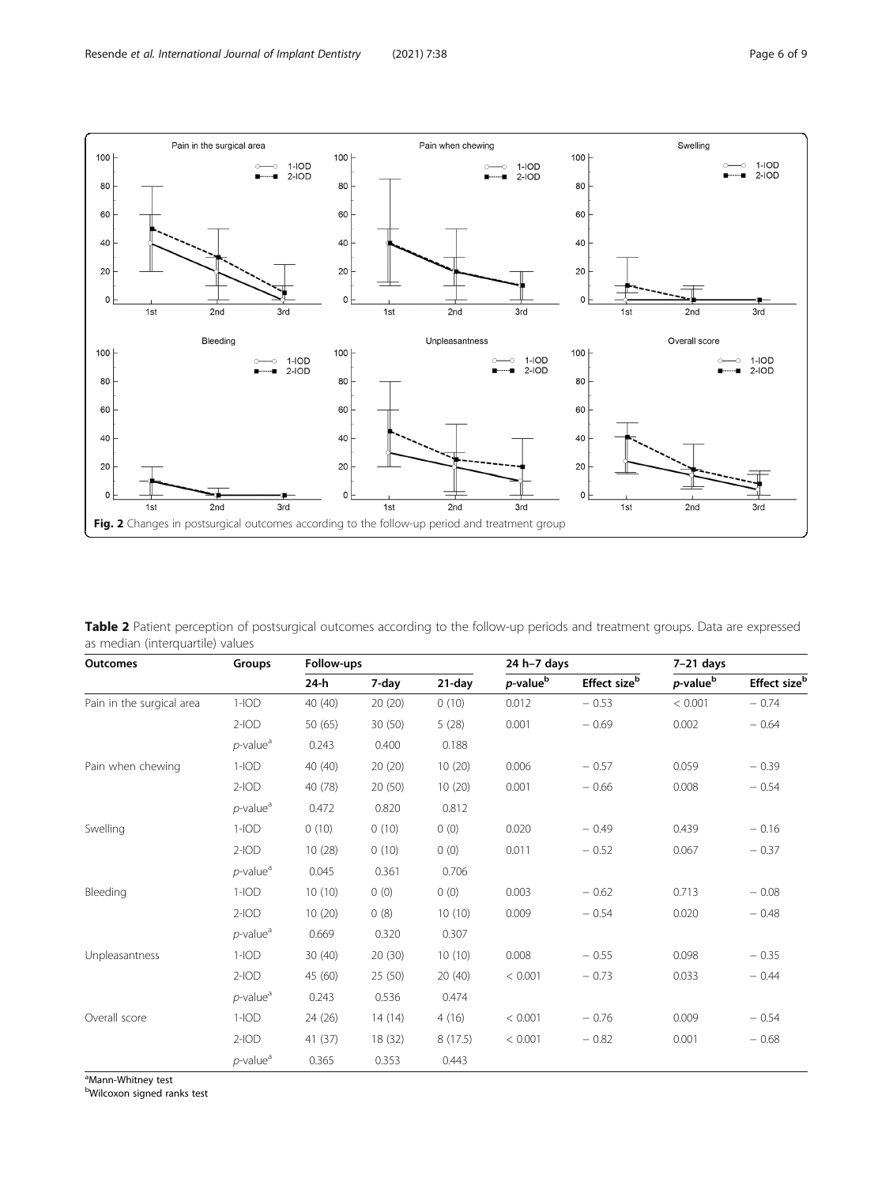Fig. 2 Changes in postsurgical outcomes according to the follow-up period and treatment group

**Table 2** Patient perception of postsurgical outcomes according to the follow-up periods and treatment groups. Data are expressed as median (interquartile) values

| Outcomes | Groups | Follow-ups | | | 24 h–7 days | | 7–21 days | |
|---|---|---|---|---|---|---|---|---|
| | | 24-h | 7-day | 21-day | *p*-value[b] | Effect size[b] | *p*-value[b] | Effect size[b] |
| Pain in the surgical area | 1-IOD | 40 (40) | 20 (20) | 0 (10) | 0.012 | − 0.53 | < 0.001 | − 0.74 |
| | 2-IOD | 50 (65) | 30 (50) | 5 (28) | 0.001 | − 0.69 | 0.002 | − 0.64 |
| | *p*-value[a] | 0.243 | 0.400 | 0.188 | | | | |
| Pain when chewing | 1-IOD | 40 (40) | 20 (20) | 10 (20) | 0.006 | − 0.57 | 0.059 | − 0.39 |
| | 2-IOD | 40 (78) | 20 (50) | 10 (20) | 0.001 | − 0.66 | 0.008 | − 0.54 |
| | *p*-value[a] | 0.472 | 0.820 | 0.812 | | | | |
| Swelling | 1-IOD | 0 (10) | 0 (10) | 0 (0) | 0.020 | − 0.49 | 0.439 | − 0.16 |
| | 2-IOD | 10 (28) | 0 (10) | 0 (0) | 0.011 | − 0.52 | 0.067 | − 0.37 |
| | *p*-value[a] | 0.045 | 0.361 | 0.706 | | | | |
| Bleeding | 1-IOD | 10 (10) | 0 (0) | 0 (0) | 0.003 | − 0.62 | 0.713 | − 0.08 |
| | 2-IOD | 10 (20) | 0 (8) | 10 (10) | 0.009 | − 0.54 | 0.020 | − 0.48 |
| | *p*-value[a] | 0.669 | 0.320 | 0.307 | | | | |
| Unpleasantness | 1-IOD | 30 (40) | 20 (30) | 10 (10) | 0.008 | − 0.55 | 0.098 | − 0.35 |
| | 2-IOD | 45 (60) | 25 (50) | 20 (40) | < 0.001 | − 0.73 | 0.033 | − 0.44 |
| | *p*-value[a] | 0.243 | 0.536 | 0.474 | | | | |
| Overall score | 1-IOD | 24 (26) | 14 (14) | 4 (16) | < 0.001 | − 0.76 | 0.009 | − 0.54 |
| | 2-IOD | 41 (37) | 18 (32) | 8 (17.5) | < 0.001 | − 0.82 | 0.001 | − 0.68 |
| | *p*-value[a] | 0.365 | 0.353 | 0.443 | | | | |

[a]Mann-Whitney test
[b]Wilcoxon signed ranks test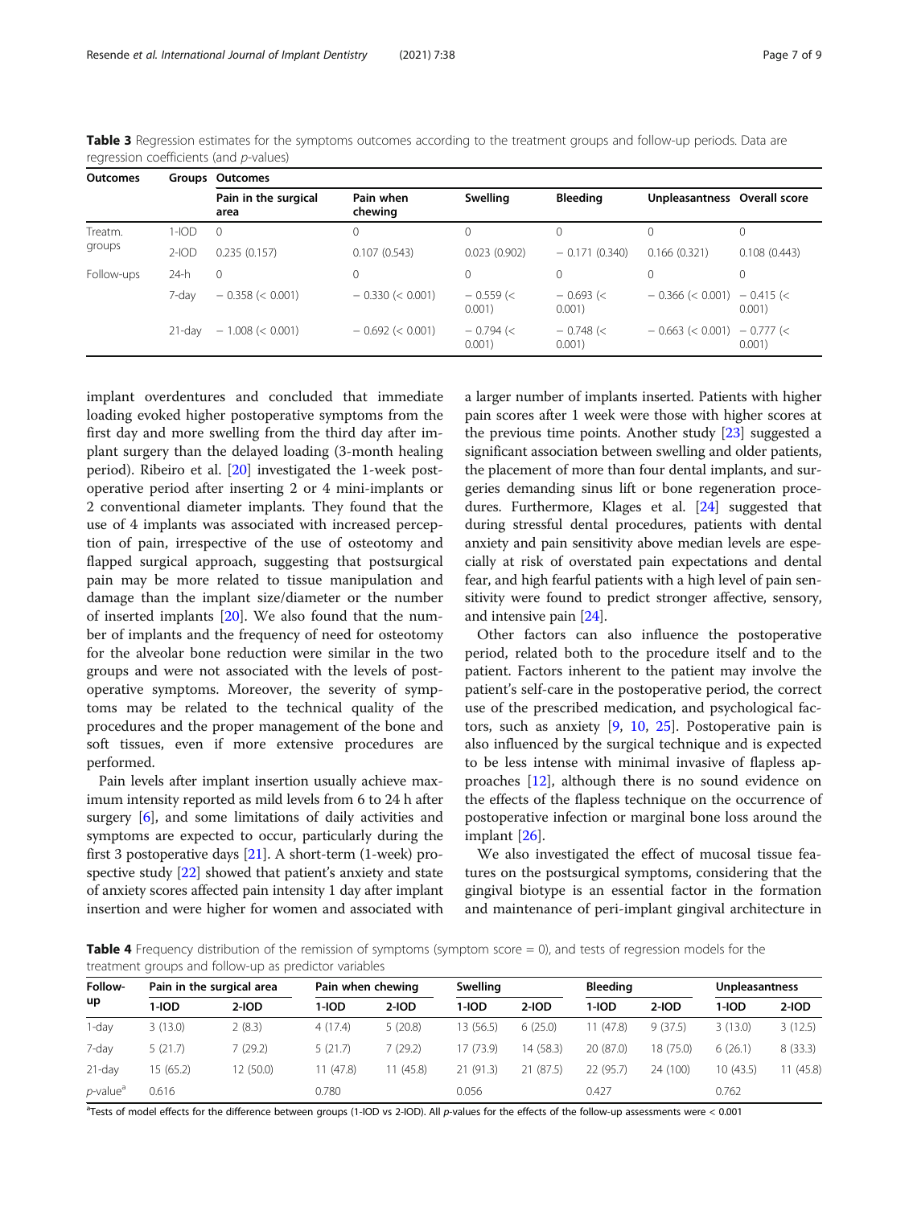**Table 3** Regression estimates for the symptoms outcomes according to the treatment groups and follow-up periods. Data are regression coefficients (and *p*-values)

| Outcomes | Groups | Pain in the surgical area | Pain when chewing | Swelling | Bleeding | Unpleasantness | Overall score |
|---|---|---|---|---|---|---|---|
| Treatm. groups | 1-IOD | 0 | 0 | 0 | 0 | 0 | 0 |
| | 2-IOD | 0.235 (0.157) | 0.107 (0.543) | 0.023 (0.902) | − 0.171 (0.340) | 0.166 (0.321) | 0.108 (0.443) |
| Follow-ups | 24-h | 0 | 0 | 0 | 0 | 0 | 0 |
| | 7-day | − 0.358 (< 0.001) | − 0.330 (< 0.001) | − 0.559 (< 0.001) | − 0.693 (< 0.001) | − 0.366 (< 0.001) | − 0.415 (< 0.001) |
| | 21-day | − 1.008 (< 0.001) | − 0.692 (< 0.001) | − 0.794 (< 0.001) | − 0.748 (< 0.001) | − 0.663 (< 0.001) | − 0.777 (< 0.001) |

implant overdentures and concluded that immediate loading evoked higher postoperative symptoms from the first day and more swelling from the third day after implant surgery than the delayed loading (3-month healing period). Ribeiro et al. [20] investigated the 1-week postoperative period after inserting 2 or 4 mini-implants or 2 conventional diameter implants. They found that the use of 4 implants was associated with increased perception of pain, irrespective of the use of osteotomy and flapped surgical approach, suggesting that postsurgical pain may be more related to tissue manipulation and damage than the implant size/diameter or the number of inserted implants [20]. We also found that the number of implants and the frequency of need for osteotomy for the alveolar bone reduction were similar in the two groups and were not associated with the levels of postoperative symptoms. Moreover, the severity of symptoms may be related to the technical quality of the procedures and the proper management of the bone and soft tissues, even if more extensive procedures are performed.

Pain levels after implant insertion usually achieve maximum intensity reported as mild levels from 6 to 24 h after surgery [6], and some limitations of daily activities and symptoms are expected to occur, particularly during the first 3 postoperative days [21]. A short-term (1-week) prospective study [22] showed that patient's anxiety and state of anxiety scores affected pain intensity 1 day after implant insertion and were higher for women and associated with a larger number of implants inserted. Patients with higher pain scores after 1 week were those with higher scores at the previous time points. Another study [23] suggested a significant association between swelling and older patients, the placement of more than four dental implants, and surgeries demanding sinus lift or bone regeneration procedures. Furthermore, Klages et al. [24] suggested that during stressful dental procedures, patients with dental anxiety and pain sensitivity above median levels are especially at risk of overstated pain expectations and dental fear, and high fearful patients with a high level of pain sensitivity were found to predict stronger affective, sensory, and intensive pain [24].

Other factors can also influence the postoperative period, related both to the procedure itself and to the patient. Factors inherent to the patient may involve the patient's self-care in the postoperative period, the correct use of the prescribed medication, and psychological factors, such as anxiety [9, 10, 25]. Postoperative pain is also influenced by the surgical technique and is expected to be less intense with minimal invasive of flapless approaches [12], although there is no sound evidence on the effects of the flapless technique on the occurrence of postoperative infection or marginal bone loss around the implant [26].

We also investigated the effect of mucosal tissue features on the postsurgical symptoms, considering that the gingival biotype is an essential factor in the formation and maintenance of peri-implant gingival architecture in

**Table 4** Frequency distribution of the remission of symptoms (symptom score = 0), and tests of regression models for the treatment groups and follow-up as predictor variables

| Follow-up | Pain in the surgical area | | Pain when chewing | | Swelling | | Bleeding | | Unpleasantness | |
|---|---|---|---|---|---|---|---|---|---|---|
| | 1-IOD | 2-IOD | 1-IOD | 2-IOD | 1-IOD | 2-IOD | 1-IOD | 2-IOD | 1-IOD | 2-IOD |
| 1-day | 3 (13.0) | 2 (8.3) | 4 (17.4) | 5 (20.8) | 13 (56.5) | 6 (25.0) | 11 (47.8) | 9 (37.5) | 3 (13.0) | 3 (12.5) |
| 7-day | 5 (21.7) | 7 (29.2) | 5 (21.7) | 7 (29.2) | 17 (73.9) | 14 (58.3) | 20 (87.0) | 18 (75.0) | 6 (26.1) | 8 (33.3) |
| 21-day | 15 (65.2) | 12 (50.0) | 11 (47.8) | 11 (45.8) | 21 (91.3) | 21 (87.5) | 22 (95.7) | 24 (100) | 10 (43.5) | 11 (45.8) |
| *p*-value[a] | 0.616 | | 0.780 | | 0.056 | | 0.427 | | 0.762 | |

[a]Tests of model effects for the difference between groups (1-IOD vs 2-IOD). All *p*-values for the effects of the follow-up assessments were < 0.001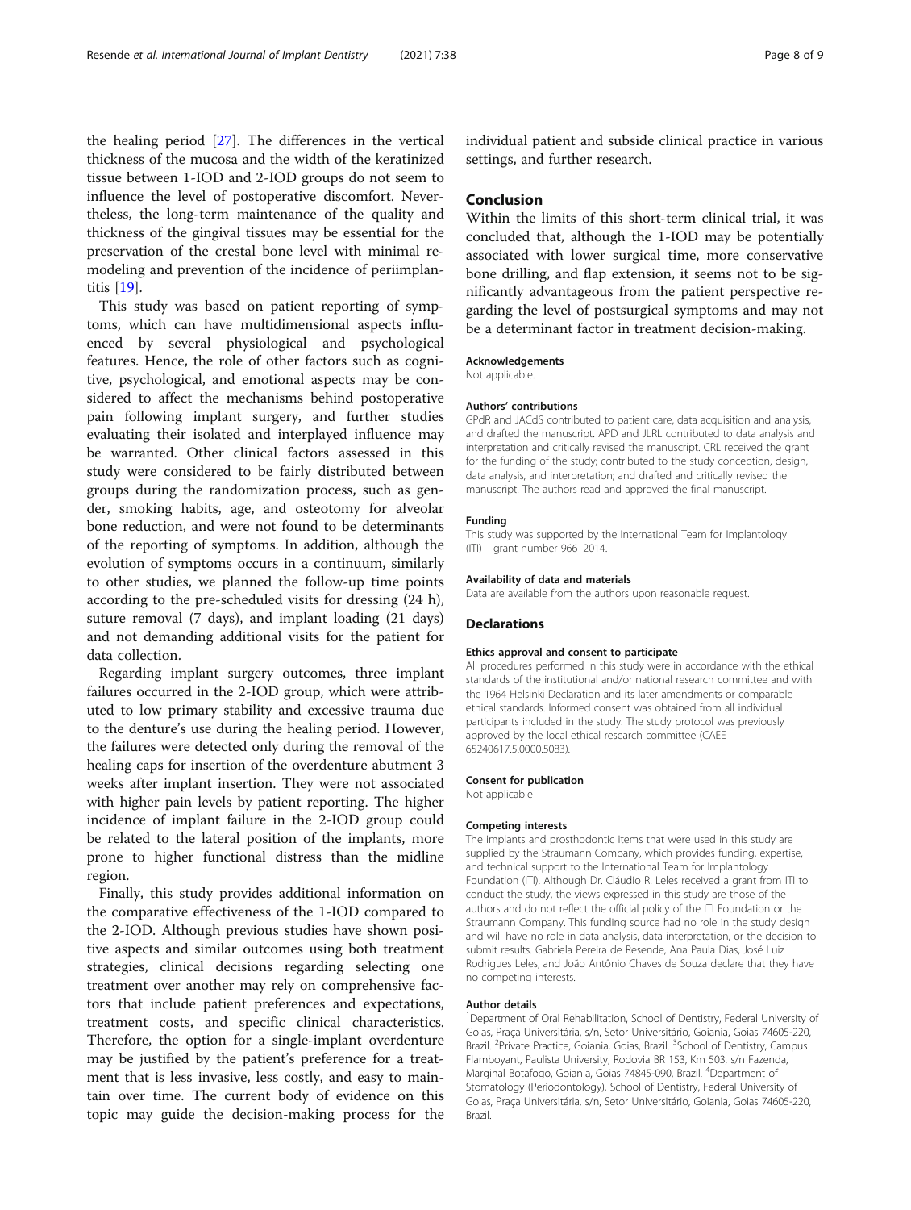the healing period [27]. The differences in the vertical thickness of the mucosa and the width of the keratinized tissue between 1-IOD and 2-IOD groups do not seem to influence the level of postoperative discomfort. Nevertheless, the long-term maintenance of the quality and thickness of the gingival tissues may be essential for the preservation of the crestal bone level with minimal remodeling and prevention of the incidence of periimplantitis [19].

This study was based on patient reporting of symptoms, which can have multidimensional aspects influenced by several physiological and psychological features. Hence, the role of other factors such as cognitive, psychological, and emotional aspects may be considered to affect the mechanisms behind postoperative pain following implant surgery, and further studies evaluating their isolated and interplayed influence may be warranted. Other clinical factors assessed in this study were considered to be fairly distributed between groups during the randomization process, such as gender, smoking habits, age, and osteotomy for alveolar bone reduction, and were not found to be determinants of the reporting of symptoms. In addition, although the evolution of symptoms occurs in a continuum, similarly to other studies, we planned the follow-up time points according to the pre-scheduled visits for dressing (24 h), suture removal (7 days), and implant loading (21 days) and not demanding additional visits for the patient for data collection.

Regarding implant surgery outcomes, three implant failures occurred in the 2-IOD group, which were attributed to low primary stability and excessive trauma due to the denture's use during the healing period. However, the failures were detected only during the removal of the healing caps for insertion of the overdenture abutment 3 weeks after implant insertion. They were not associated with higher pain levels by patient reporting. The higher incidence of implant failure in the 2-IOD group could be related to the lateral position of the implants, more prone to higher functional distress than the midline region.

Finally, this study provides additional information on the comparative effectiveness of the 1-IOD compared to the 2-IOD. Although previous studies have shown positive aspects and similar outcomes using both treatment strategies, clinical decisions regarding selecting one treatment over another may rely on comprehensive factors that include patient preferences and expectations, treatment costs, and specific clinical characteristics. Therefore, the option for a single-implant overdenture may be justified by the patient's preference for a treatment that is less invasive, less costly, and easy to maintain over time. The current body of evidence on this topic may guide the decision-making process for the individual patient and subside clinical practice in various settings, and further research.

## Conclusion

Within the limits of this short-term clinical trial, it was concluded that, although the 1-IOD may be potentially associated with lower surgical time, more conservative bone drilling, and flap extension, it seems not to be significantly advantageous from the patient perspective regarding the level of postsurgical symptoms and may not be a determinant factor in treatment decision-making.

### Acknowledgements

Not applicable.

### Authors' contributions

GPdR and JACdS contributed to patient care, data acquisition and analysis, and drafted the manuscript. APD and JLRL contributed to data analysis and interpretation and critically revised the manuscript. CRL received the grant for the funding of the study; contributed to the study conception, design, data analysis, and interpretation; and drafted and critically revised the manuscript. The authors read and approved the final manuscript.

### Funding

This study was supported by the International Team for Implantology (ITI)—grant number 966_2014.

### Availability of data and materials

Data are available from the authors upon reasonable request.

## Declarations

### Ethics approval and consent to participate

All procedures performed in this study were in accordance with the ethical standards of the institutional and/or national research committee and with the 1964 Helsinki Declaration and its later amendments or comparable ethical standards. Informed consent was obtained from all individual participants included in the study. The study protocol was previously approved by the local ethical research committee (CAEE 65240617.5.0000.5083).

### Consent for publication

Not applicable

### Competing interests

The implants and prosthodontic items that were used in this study are supplied by the Straumann Company, which provides funding, expertise, and technical support to the International Team for Implantology Foundation (ITI). Although Dr. Cláudio R. Leles received a grant from ITI to conduct the study, the views expressed in this study are those of the authors and do not reflect the official policy of the ITI Foundation or the Straumann Company. This funding source had no role in the study design and will have no role in data analysis, data interpretation, or the decision to submit results. Gabriela Pereira de Resende, Ana Paula Dias, José Luiz Rodrigues Leles, and João Antônio Chaves de Souza declare that they have no competing interests.

### Author details

[1]Department of Oral Rehabilitation, School of Dentistry, Federal University of Goias, Praça Universitária, s/n, Setor Universitário, Goiania, Goias 74605-220, Brazil. [2]Private Practice, Goiania, Goias, Brazil. [3]School of Dentistry, Campus Flamboyant, Paulista University, Rodovia BR 153, Km 503, s/n Fazenda, Marginal Botafogo, Goiania, Goias 74845-090, Brazil. [4]Department of Stomatology (Periodontology), School of Dentistry, Federal University of Goias, Praça Universitária, s/n, Setor Universitário, Goiania, Goias 74605-220, Brazil.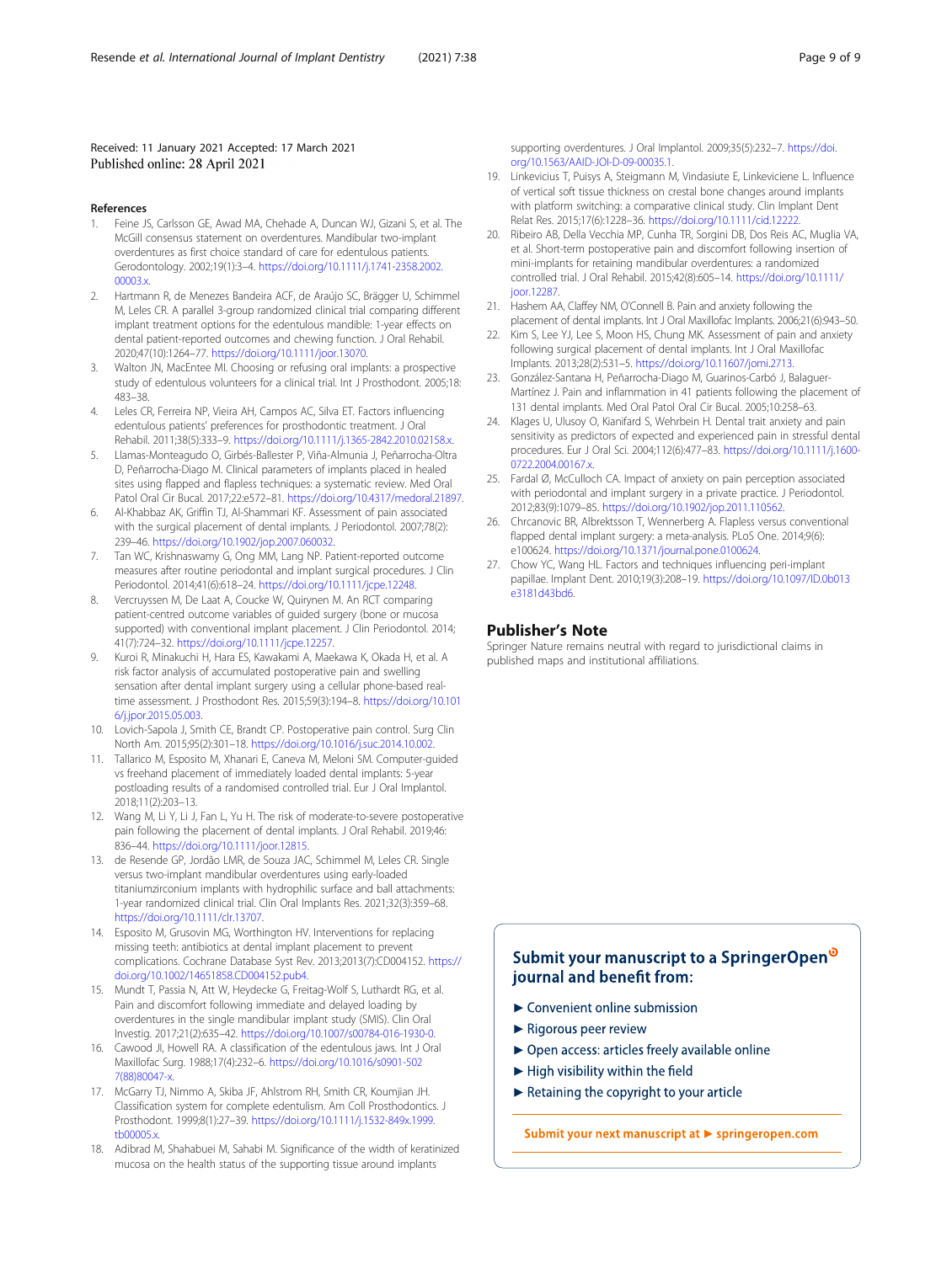Received: 11 January 2021 Accepted: 17 March 2021
Published online: 28 April 2021

## References

1. Feine JS, Carlsson GE, Awad MA, Chehade A, Duncan WJ, Gizani S, et al. The McGill consensus statement on overdentures. Mandibular two-implant overdentures as first choice standard of care for edentulous patients. Gerodontology. 2002;19(1):3–4. https://doi.org/10.1111/j.1741-2358.2002.00003.x.
2. Hartmann R, de Menezes Bandeira ACF, de Araújo SC, Brägger U, Schimmel M, Leles CR. A parallel 3-group randomized clinical trial comparing different implant treatment options for the edentulous mandible: 1-year effects on dental patient-reported outcomes and chewing function. J Oral Rehabil. 2020;47(10):1264–77. https://doi.org/10.1111/joor.13070.
3. Walton JN, MacEntee MI. Choosing or refusing oral implants: a prospective study of edentulous volunteers for a clinical trial. Int J Prosthodont. 2005;18:483–38.
4. Leles CR, Ferreira NP, Vieira AH, Campos AC, Silva ET. Factors influencing edentulous patients' preferences for prosthodontic treatment. J Oral Rehabil. 2011;38(5):333–9. https://doi.org/10.1111/j.1365-2842.2010.02158.x.
5. Llamas-Monteagudo O, Girbés-Ballester P, Viña-Almunia J, Peñarrocha-Oltra D, Peñarrocha-Diago M. Clinical parameters of implants placed in healed sites using flapped and flapless techniques: a systematic review. Med Oral Patol Oral Cir Bucal. 2017;22:e572–81. https://doi.org/10.4317/medoral.21897.
6. Al-Khabbaz AK, Griffin TJ, Al-Shammari KF. Assessment of pain associated with the surgical placement of dental implants. J Periodontol. 2007;78(2):239–46. https://doi.org/10.1902/jop.2007.060032.
7. Tan WC, Krishnaswamy G, Ong MM, Lang NP. Patient-reported outcome measures after routine periodontal and implant surgical procedures. J Clin Periodontol. 2014;41(6):618–24. https://doi.org/10.1111/jcpe.12248.
8. Vercruyssen M, De Laat A, Coucke W, Quirynen M. An RCT comparing patient-centred outcome variables of guided surgery (bone or mucosa supported) with conventional implant placement. J Clin Periodontol. 2014;41(7):724–32. https://doi.org/10.1111/jcpe.12257.
9. Kuroi R, Minakuchi H, Hara ES, Kawakami A, Maekawa K, Okada H, et al. A risk factor analysis of accumulated postoperative pain and swelling sensation after dental implant surgery using a cellular phone-based real-time assessment. J Prosthodont Res. 2015;59(3):194–8. https://doi.org/10.1016/j.jpor.2015.05.003.
10. Lovich-Sapola J, Smith CE, Brandt CP. Postoperative pain control. Surg Clin North Am. 2015;95(2):301–18. https://doi.org/10.1016/j.suc.2014.10.002.
11. Tallarico M, Esposito M, Xhanari E, Caneva M, Meloni SM. Computer-guided vs freehand placement of immediately loaded dental implants: 5-year postloading results of a randomised controlled trial. Eur J Oral Implantol. 2018;11(2):203–13.
12. Wang M, Li Y, Li J, Fan L, Yu H. The risk of moderate-to-severe postoperative pain following the placement of dental implants. J Oral Rehabil. 2019;46:836–44. https://doi.org/10.1111/joor.12815.
13. de Resende GP, Jordão LMR, de Souza JAC, Schimmel M, Leles CR. Single versus two-implant mandibular overdentures using early-loaded titaniumzirconium implants with hydrophilic surface and ball attachments: 1-year randomized clinical trial. Clin Oral Implants Res. 2021;32(3):359–68. https://doi.org/10.1111/clr.13707.
14. Esposito M, Grusovin MG, Worthington HV. Interventions for replacing missing teeth: antibiotics at dental implant placement to prevent complications. Cochrane Database Syst Rev. 2013;2013(7):CD004152. https://doi.org/10.1002/14651858.CD004152.pub4.
15. Mundt T, Passia N, Att W, Heydecke G, Freitag-Wolf S, Luthardt RG, et al. Pain and discomfort following immediate and delayed loading by overdentures in the single mandibular implant study (SMIS). Clin Oral Investig. 2017;21(2):635–42. https://doi.org/10.1007/s00784-016-1930-0.
16. Cawood JI, Howell RA. A classification of the edentulous jaws. Int J Oral Maxillofac Surg. 1988;17(4):232–6. https://doi.org/10.1016/s0901-5027(88)80047-x.
17. McGarry TJ, Nimmo A, Skiba JF, Ahlstrom RH, Smith CR, Koumjian JH. Classification system for complete edentulism. Am Coll Prosthodontics. J Prosthodont. 1999;8(1):27–39. https://doi.org/10.1111/j.1532-849x.1999.tb00005.x.
18. Adibrad M, Shahabuei M, Sahabi M. Significance of the width of keratinized mucosa on the health status of the supporting tissue around implants supporting overdentures. J Oral Implantol. 2009;35(5):232–7. https://doi.org/10.1563/AAID-JOI-D-09-00035.1.
19. Linkevicius T, Puisys A, Steigmann M, Vindasiute E, Linkeviciene L. Influence of vertical soft tissue thickness on crestal bone changes around implants with platform switching: a comparative clinical study. Clin Implant Dent Relat Res. 2015;17(6):1228–36. https://doi.org/10.1111/cid.12222.
20. Ribeiro AB, Della Vecchia MP, Cunha TR, Sorgini DB, Dos Reis AC, Muglia VA, et al. Short-term postoperative pain and discomfort following insertion of mini-implants for retaining mandibular overdentures: a randomized controlled trial. J Oral Rehabil. 2015;42(8):605–14. https://doi.org/10.1111/joor.12287.
21. Hashem AA, Claffey NM, O'Connell B. Pain and anxiety following the placement of dental implants. Int J Oral Maxillofac Implants. 2006;21(6):943–50.
22. Kim S, Lee YJ, Lee S, Moon HS, Chung MK. Assessment of pain and anxiety following surgical placement of dental implants. Int J Oral Maxillofac Implants. 2013;28(2):531–5. https://doi.org/10.11607/jomi.2713.
23. González-Santana H, Peñarrocha-Diago M, Guarinos-Carbó J, Balaguer-Martínez J. Pain and inflammation in 41 patients following the placement of 131 dental implants. Med Oral Patol Oral Cir Bucal. 2005;10:258–63.
24. Klages U, Ulusoy O, Kianifard S, Wehrbein H. Dental trait anxiety and pain sensitivity as predictors of expected and experienced pain in stressful dental procedures. Eur J Oral Sci. 2004;112(6):477–83. https://doi.org/10.1111/j.1600-0722.2004.00167.x.
25. Fardal Ø, McCulloch CA. Impact of anxiety on pain perception associated with periodontal and implant surgery in a private practice. J Periodontol. 2012;83(9):1079–85. https://doi.org/10.1902/jop.2011.110562.
26. Chrcanovic BR, Albrektsson T, Wennerberg A. Flapless versus conventional flapped dental implant surgery: a meta-analysis. PLoS One. 2014;9(6):e100624. https://doi.org/10.1371/journal.pone.0100624.
27. Chow YC, Wang HL. Factors and techniques influencing peri-implant papillae. Implant Dent. 2010;19(3):208–19. https://doi.org/10.1097/ID.0b013e3181d43bd6.

## Publisher's Note

Springer Nature remains neutral with regard to jurisdictional claims in published maps and institutional affiliations.